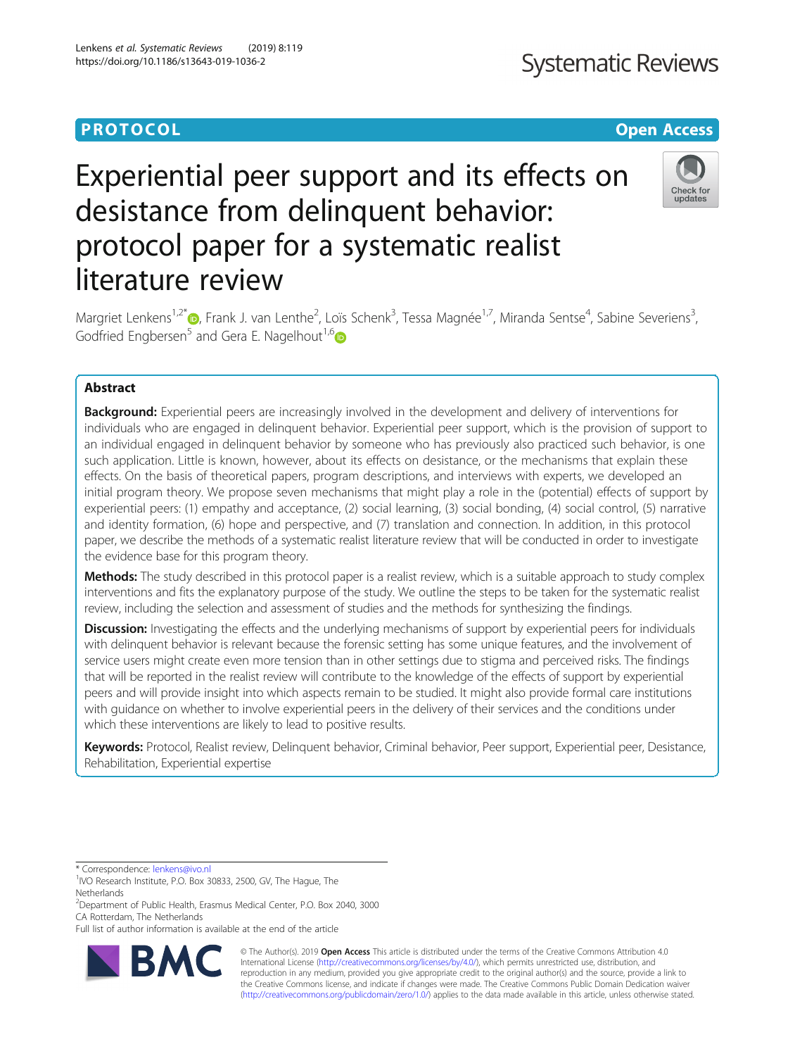PROTOCOL

Open Access

# Experiential peer support and its effects on desistance from delinquent behavior: protocol paper for a systematic realist literature review

Margriet Lenkens[1,2*], Frank J. van Lenthe[2], Loïs Schenk[3], Tessa Magnée[1,7], Miranda Sentse[4], Sabine Severiens[3], Godfried Engbersen[5] and Gera E. Nagelhout[1,6]

## Abstract

**Background:** Experiential peers are increasingly involved in the development and delivery of interventions for individuals who are engaged in delinquent behavior. Experiential peer support, which is the provision of support to an individual engaged in delinquent behavior by someone who has previously also practiced such behavior, is one such application. Little is known, however, about its effects on desistance, or the mechanisms that explain these effects. On the basis of theoretical papers, program descriptions, and interviews with experts, we developed an initial program theory. We propose seven mechanisms that might play a role in the (potential) effects of support by experiential peers: (1) empathy and acceptance, (2) social learning, (3) social bonding, (4) social control, (5) narrative and identity formation, (6) hope and perspective, and (7) translation and connection. In addition, in this protocol paper, we describe the methods of a systematic realist literature review that will be conducted in order to investigate the evidence base for this program theory.

**Methods:** The study described in this protocol paper is a realist review, which is a suitable approach to study complex interventions and fits the explanatory purpose of the study. We outline the steps to be taken for the systematic realist review, including the selection and assessment of studies and the methods for synthesizing the findings.

**Discussion:** Investigating the effects and the underlying mechanisms of support by experiential peers for individuals with delinquent behavior is relevant because the forensic setting has some unique features, and the involvement of service users might create even more tension than in other settings due to stigma and perceived risks. The findings that will be reported in the realist review will contribute to the knowledge of the effects of support by experiential peers and will provide insight into which aspects remain to be studied. It might also provide formal care institutions with guidance on whether to involve experiential peers in the delivery of their services and the conditions under which these interventions are likely to lead to positive results.

**Keywords:** Protocol, Realist review, Delinquent behavior, Criminal behavior, Peer support, Experiential peer, Desistance, Rehabilitation, Experiential expertise

\* Correspondence: lenkens@ivo.nl
[1]IVO Research Institute, P.O. Box 30833, 2500, GV, The Hague, The Netherlands
[2]Department of Public Health, Erasmus Medical Center, P.O. Box 2040, 3000 CA Rotterdam, The Netherlands
Full list of author information is available at the end of the article

© The Author(s). 2019 **Open Access** This article is distributed under the terms of the Creative Commons Attribution 4.0 International License (http://creativecommons.org/licenses/by/4.0/), which permits unrestricted use, distribution, and reproduction in any medium, provided you give appropriate credit to the original author(s) and the source, provide a link to the Creative Commons license, and indicate if changes were made. The Creative Commons Public Domain Dedication waiver (http://creativecommons.org/publicdomain/zero/1.0/) applies to the data made available in this article, unless otherwise stated.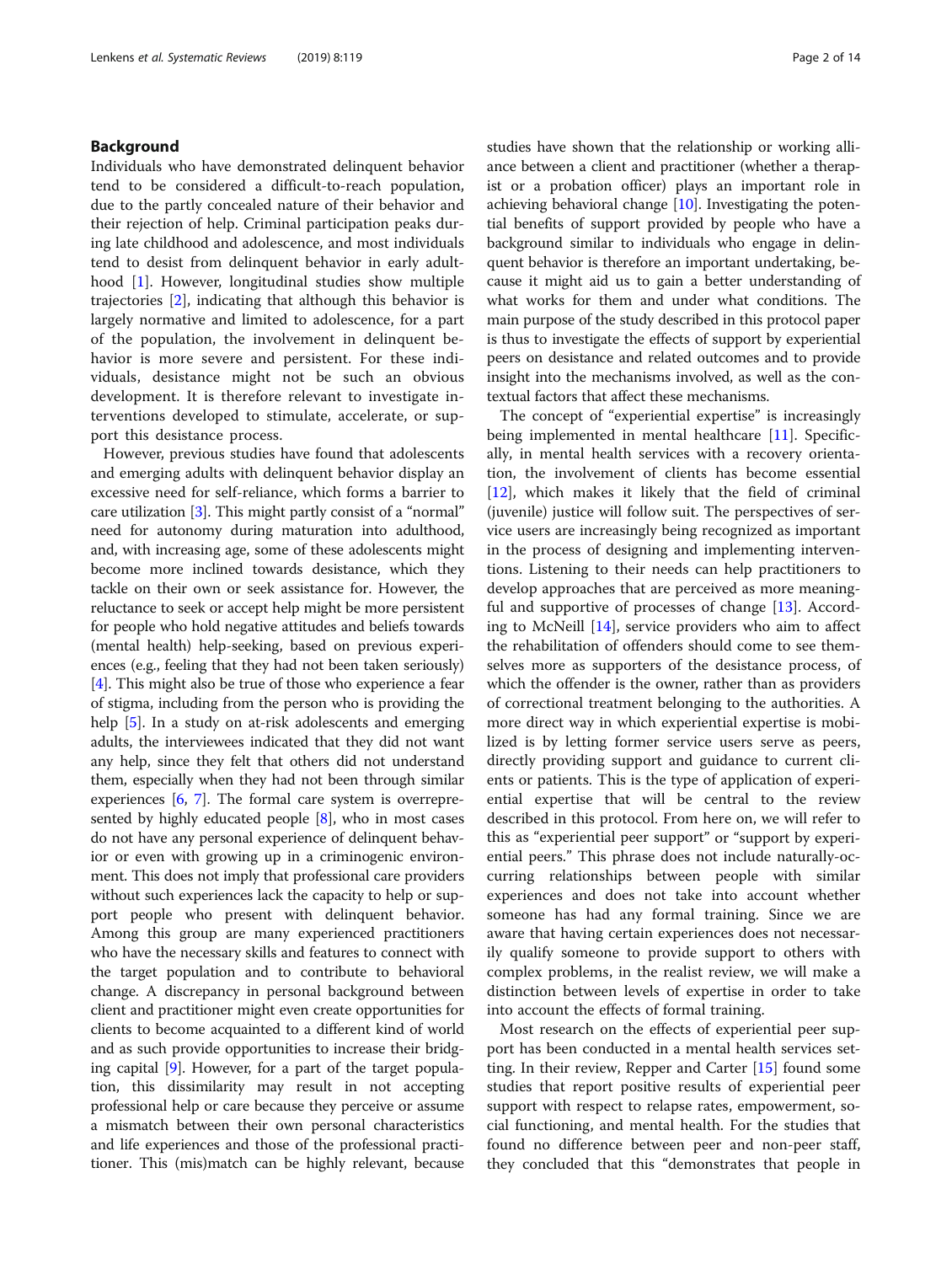## Background

Individuals who have demonstrated delinquent behavior tend to be considered a difficult-to-reach population, due to the partly concealed nature of their behavior and their rejection of help. Criminal participation peaks during late childhood and adolescence, and most individuals tend to desist from delinquent behavior in early adulthood [1]. However, longitudinal studies show multiple trajectories [2], indicating that although this behavior is largely normative and limited to adolescence, for a part of the population, the involvement in delinquent behavior is more severe and persistent. For these individuals, desistance might not be such an obvious development. It is therefore relevant to investigate interventions developed to stimulate, accelerate, or support this desistance process.

However, previous studies have found that adolescents and emerging adults with delinquent behavior display an excessive need for self-reliance, which forms a barrier to care utilization [3]. This might partly consist of a "normal" need for autonomy during maturation into adulthood, and, with increasing age, some of these adolescents might become more inclined towards desistance, which they tackle on their own or seek assistance for. However, the reluctance to seek or accept help might be more persistent for people who hold negative attitudes and beliefs towards (mental health) help-seeking, based on previous experiences (e.g., feeling that they had not been taken seriously) [4]. This might also be true of those who experience a fear of stigma, including from the person who is providing the help [5]. In a study on at-risk adolescents and emerging adults, the interviewees indicated that they did not want any help, since they felt that others did not understand them, especially when they had not been through similar experiences [6, 7]. The formal care system is overrepresented by highly educated people [8], who in most cases do not have any personal experience of delinquent behavior or even with growing up in a criminogenic environment. This does not imply that professional care providers without such experiences lack the capacity to help or support people who present with delinquent behavior. Among this group are many experienced practitioners who have the necessary skills and features to connect with the target population and to contribute to behavioral change. A discrepancy in personal background between client and practitioner might even create opportunities for clients to become acquainted to a different kind of world and as such provide opportunities to increase their bridging capital [9]. However, for a part of the target population, this dissimilarity may result in not accepting professional help or care because they perceive or assume a mismatch between their own personal characteristics and life experiences and those of the professional practitioner. This (mis)match can be highly relevant, because studies have shown that the relationship or working alliance between a client and practitioner (whether a therapist or a probation officer) plays an important role in achieving behavioral change [10]. Investigating the potential benefits of support provided by people who have a background similar to individuals who engage in delinquent behavior is therefore an important undertaking, because it might aid us to gain a better understanding of what works for them and under what conditions. The main purpose of the study described in this protocol paper is thus to investigate the effects of support by experiential peers on desistance and related outcomes and to provide insight into the mechanisms involved, as well as the contextual factors that affect these mechanisms.

The concept of "experiential expertise" is increasingly being implemented in mental healthcare [11]. Specifically, in mental health services with a recovery orientation, the involvement of clients has become essential [12], which makes it likely that the field of criminal (juvenile) justice will follow suit. The perspectives of service users are increasingly being recognized as important in the process of designing and implementing interventions. Listening to their needs can help practitioners to develop approaches that are perceived as more meaningful and supportive of processes of change [13]. According to McNeill [14], service providers who aim to affect the rehabilitation of offenders should come to see themselves more as supporters of the desistance process, of which the offender is the owner, rather than as providers of correctional treatment belonging to the authorities. A more direct way in which experiential expertise is mobilized is by letting former service users serve as peers, directly providing support and guidance to current clients or patients. This is the type of application of experiential expertise that will be central to the review described in this protocol. From here on, we will refer to this as "experiential peer support" or "support by experiential peers." This phrase does not include naturally-occurring relationships between people with similar experiences and does not take into account whether someone has had any formal training. Since we are aware that having certain experiences does not necessarily qualify someone to provide support to others with complex problems, in the realist review, we will make a distinction between levels of expertise in order to take into account the effects of formal training.

Most research on the effects of experiential peer support has been conducted in a mental health services setting. In their review, Repper and Carter [15] found some studies that report positive results of experiential peer support with respect to relapse rates, empowerment, social functioning, and mental health. For the studies that found no difference between peer and non-peer staff, they concluded that this "demonstrates that people in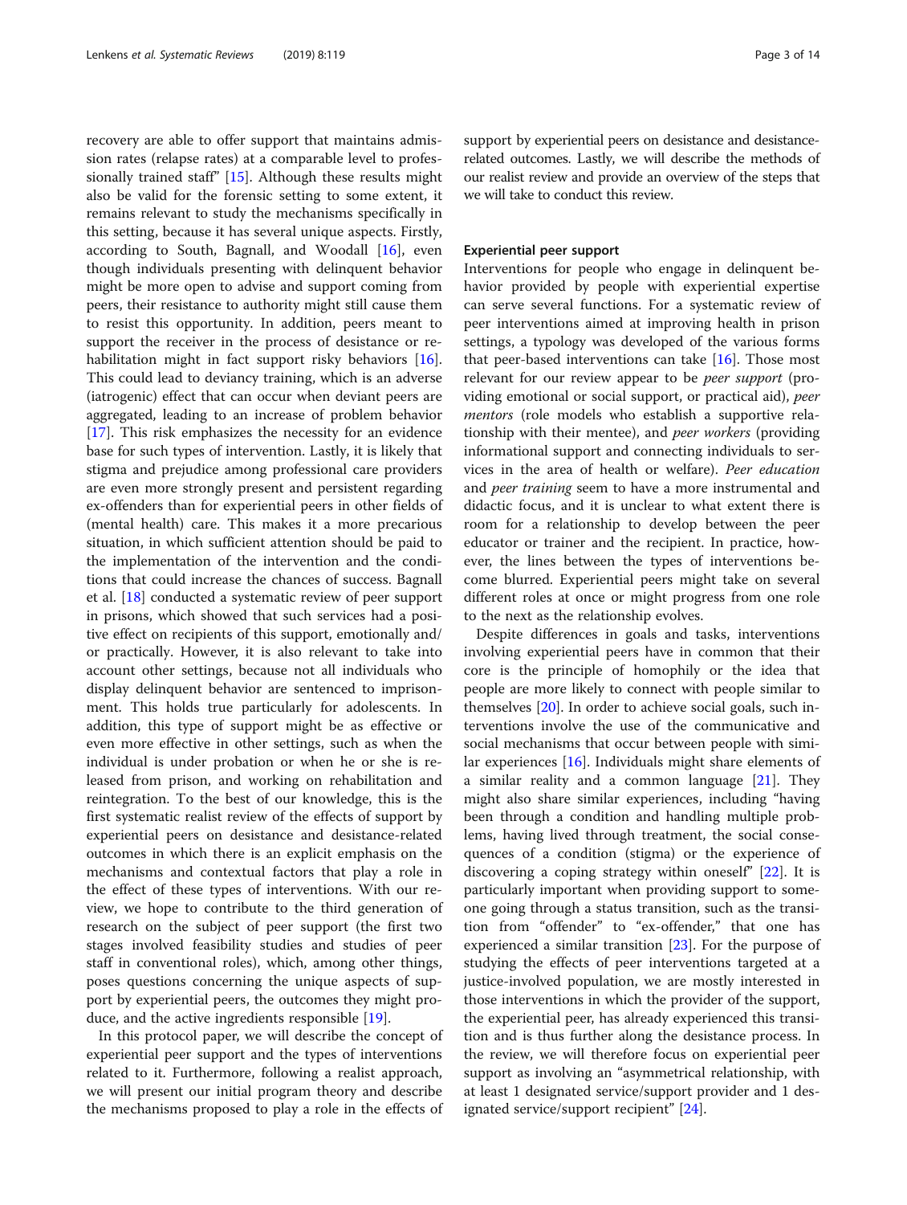recovery are able to offer support that maintains admission rates (relapse rates) at a comparable level to professionally trained staff" [15]. Although these results might also be valid for the forensic setting to some extent, it remains relevant to study the mechanisms specifically in this setting, because it has several unique aspects. Firstly, according to South, Bagnall, and Woodall [16], even though individuals presenting with delinquent behavior might be more open to advise and support coming from peers, their resistance to authority might still cause them to resist this opportunity. In addition, peers meant to support the receiver in the process of desistance or rehabilitation might in fact support risky behaviors [16]. This could lead to deviancy training, which is an adverse (iatrogenic) effect that can occur when deviant peers are aggregated, leading to an increase of problem behavior [17]. This risk emphasizes the necessity for an evidence base for such types of intervention. Lastly, it is likely that stigma and prejudice among professional care providers are even more strongly present and persistent regarding ex-offenders than for experiential peers in other fields of (mental health) care. This makes it a more precarious situation, in which sufficient attention should be paid to the implementation of the intervention and the conditions that could increase the chances of success. Bagnall et al. [18] conducted a systematic review of peer support in prisons, which showed that such services had a positive effect on recipients of this support, emotionally and/or practically. However, it is also relevant to take into account other settings, because not all individuals who display delinquent behavior are sentenced to imprisonment. This holds true particularly for adolescents. In addition, this type of support might be as effective or even more effective in other settings, such as when the individual is under probation or when he or she is released from prison, and working on rehabilitation and reintegration. To the best of our knowledge, this is the first systematic realist review of the effects of support by experiential peers on desistance and desistance-related outcomes in which there is an explicit emphasis on the mechanisms and contextual factors that play a role in the effect of these types of interventions. With our review, we hope to contribute to the third generation of research on the subject of peer support (the first two stages involved feasibility studies and studies of peer staff in conventional roles), which, among other things, poses questions concerning the unique aspects of support by experiential peers, the outcomes they might produce, and the active ingredients responsible [19].

In this protocol paper, we will describe the concept of experiential peer support and the types of interventions related to it. Furthermore, following a realist approach, we will present our initial program theory and describe the mechanisms proposed to play a role in the effects of support by experiential peers on desistance and desistance-related outcomes. Lastly, we will describe the methods of our realist review and provide an overview of the steps that we will take to conduct this review.

### Experiential peer support

Interventions for people who engage in delinquent behavior provided by people with experiential expertise can serve several functions. For a systematic review of peer interventions aimed at improving health in prison settings, a typology was developed of the various forms that peer-based interventions can take [16]. Those most relevant for our review appear to be *peer support* (providing emotional or social support, or practical aid), *peer mentors* (role models who establish a supportive relationship with their mentee), and *peer workers* (providing informational support and connecting individuals to services in the area of health or welfare). *Peer education* and *peer training* seem to have a more instrumental and didactic focus, and it is unclear to what extent there is room for a relationship to develop between the peer educator or trainer and the recipient. In practice, however, the lines between the types of interventions become blurred. Experiential peers might take on several different roles at once or might progress from one role to the next as the relationship evolves.

Despite differences in goals and tasks, interventions involving experiential peers have in common that their core is the principle of homophily or the idea that people are more likely to connect with people similar to themselves [20]. In order to achieve social goals, such interventions involve the use of the communicative and social mechanisms that occur between people with similar experiences [16]. Individuals might share elements of a similar reality and a common language [21]. They might also share similar experiences, including "having been through a condition and handling multiple problems, having lived through treatment, the social consequences of a condition (stigma) or the experience of discovering a coping strategy within oneself" [22]. It is particularly important when providing support to someone going through a status transition, such as the transition from "offender" to "ex-offender," that one has experienced a similar transition [23]. For the purpose of studying the effects of peer interventions targeted at a justice-involved population, we are mostly interested in those interventions in which the provider of the support, the experiential peer, has already experienced this transition and is thus further along the desistance process. In the review, we will therefore focus on experiential peer support as involving an "asymmetrical relationship, with at least 1 designated service/support provider and 1 designated service/support recipient" [24].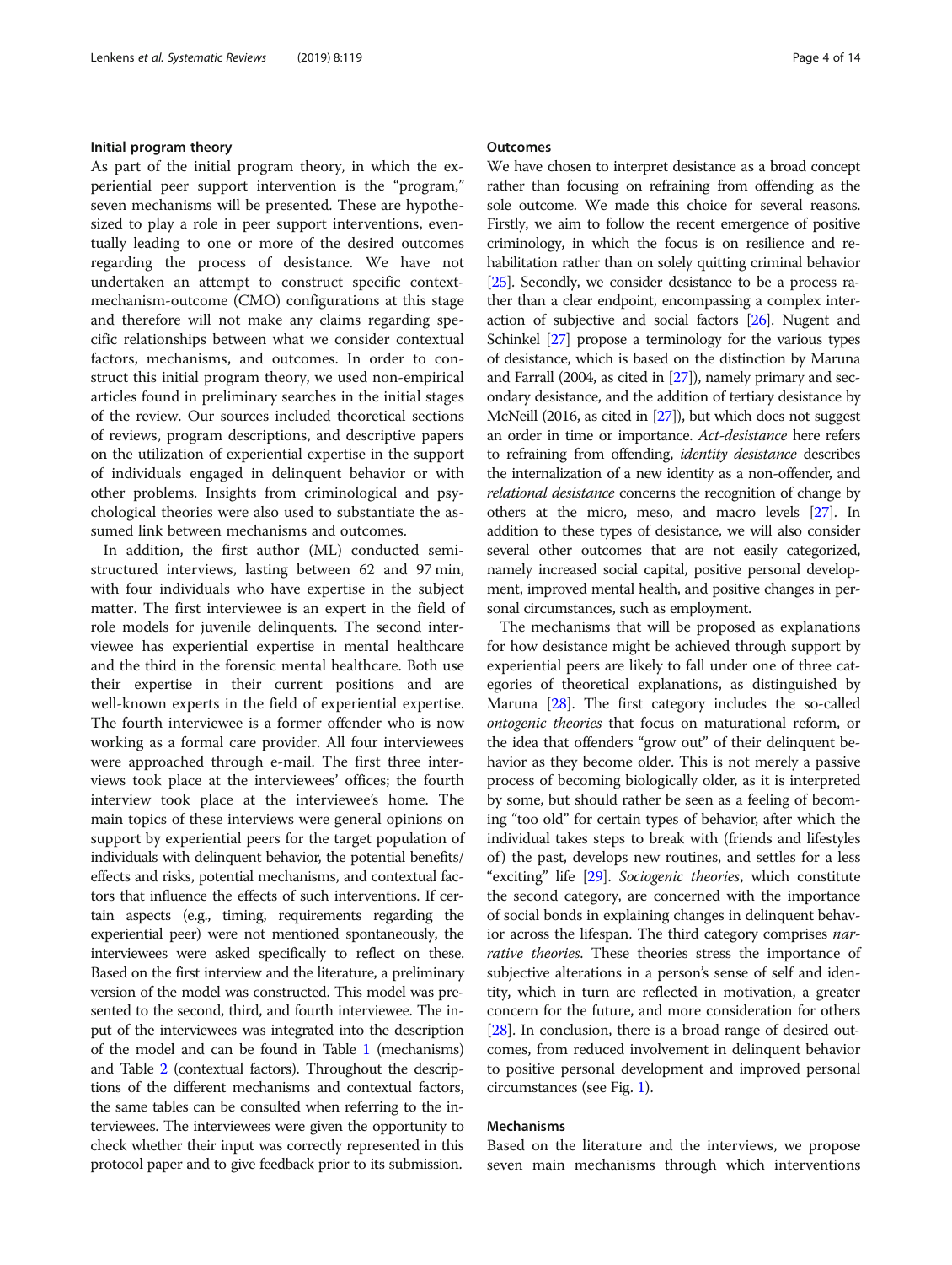### Initial program theory

As part of the initial program theory, in which the experiential peer support intervention is the "program," seven mechanisms will be presented. These are hypothesized to play a role in peer support interventions, eventually leading to one or more of the desired outcomes regarding the process of desistance. We have not undertaken an attempt to construct specific context-mechanism-outcome (CMO) configurations at this stage and therefore will not make any claims regarding specific relationships between what we consider contextual factors, mechanisms, and outcomes. In order to construct this initial program theory, we used non-empirical articles found in preliminary searches in the initial stages of the review. Our sources included theoretical sections of reviews, program descriptions, and descriptive papers on the utilization of experiential expertise in the support of individuals engaged in delinquent behavior or with other problems. Insights from criminological and psychological theories were also used to substantiate the assumed link between mechanisms and outcomes.

In addition, the first author (ML) conducted semi-structured interviews, lasting between 62 and 97 min, with four individuals who have expertise in the subject matter. The first interviewee is an expert in the field of role models for juvenile delinquents. The second interviewee has experiential expertise in mental healthcare and the third in the forensic mental healthcare. Both use their expertise in their current positions and are well-known experts in the field of experiential expertise. The fourth interviewee is a former offender who is now working as a formal care provider. All four interviewees were approached through e-mail. The first three interviews took place at the interviewees' offices; the fourth interview took place at the interviewee's home. The main topics of these interviews were general opinions on support by experiential peers for the target population of individuals with delinquent behavior, the potential benefits/effects and risks, potential mechanisms, and contextual factors that influence the effects of such interventions. If certain aspects (e.g., timing, requirements regarding the experiential peer) were not mentioned spontaneously, the interviewees were asked specifically to reflect on these. Based on the first interview and the literature, a preliminary version of the model was constructed. This model was presented to the second, third, and fourth interviewee. The input of the interviewees was integrated into the description of the model and can be found in Table 1 (mechanisms) and Table 2 (contextual factors). Throughout the descriptions of the different mechanisms and contextual factors, the same tables can be consulted when referring to the interviewees. The interviewees were given the opportunity to check whether their input was correctly represented in this protocol paper and to give feedback prior to its submission.

### Outcomes

We have chosen to interpret desistance as a broad concept rather than focusing on refraining from offending as the sole outcome. We made this choice for several reasons. Firstly, we aim to follow the recent emergence of positive criminology, in which the focus is on resilience and rehabilitation rather than on solely quitting criminal behavior [25]. Secondly, we consider desistance to be a process rather than a clear endpoint, encompassing a complex interaction of subjective and social factors [26]. Nugent and Schinkel [27] propose a terminology for the various types of desistance, which is based on the distinction by Maruna and Farrall (2004, as cited in [27]), namely primary and secondary desistance, and the addition of tertiary desistance by McNeill (2016, as cited in [27]), but which does not suggest an order in time or importance. *Act-desistance* here refers to refraining from offending, *identity desistance* describes the internalization of a new identity as a non-offender, and *relational desistance* concerns the recognition of change by others at the micro, meso, and macro levels [27]. In addition to these types of desistance, we will also consider several other outcomes that are not easily categorized, namely increased social capital, positive personal development, improved mental health, and positive changes in personal circumstances, such as employment.

The mechanisms that will be proposed as explanations for how desistance might be achieved through support by experiential peers are likely to fall under one of three categories of theoretical explanations, as distinguished by Maruna [28]. The first category includes the so-called *ontogenic theories* that focus on maturational reform, or the idea that offenders "grow out" of their delinquent behavior as they become older. This is not merely a passive process of becoming biologically older, as it is interpreted by some, but should rather be seen as a feeling of becoming "too old" for certain types of behavior, after which the individual takes steps to break with (friends and lifestyles of) the past, develops new routines, and settles for a less "exciting" life [29]. *Sociogenic theories*, which constitute the second category, are concerned with the importance of social bonds in explaining changes in delinquent behavior across the lifespan. The third category comprises *narrative theories*. These theories stress the importance of subjective alterations in a person's sense of self and identity, which in turn are reflected in motivation, a greater concern for the future, and more consideration for others [28]. In conclusion, there is a broad range of desired outcomes, from reduced involvement in delinquent behavior to positive personal development and improved personal circumstances (see Fig. 1).

### Mechanisms

Based on the literature and the interviews, we propose seven main mechanisms through which interventions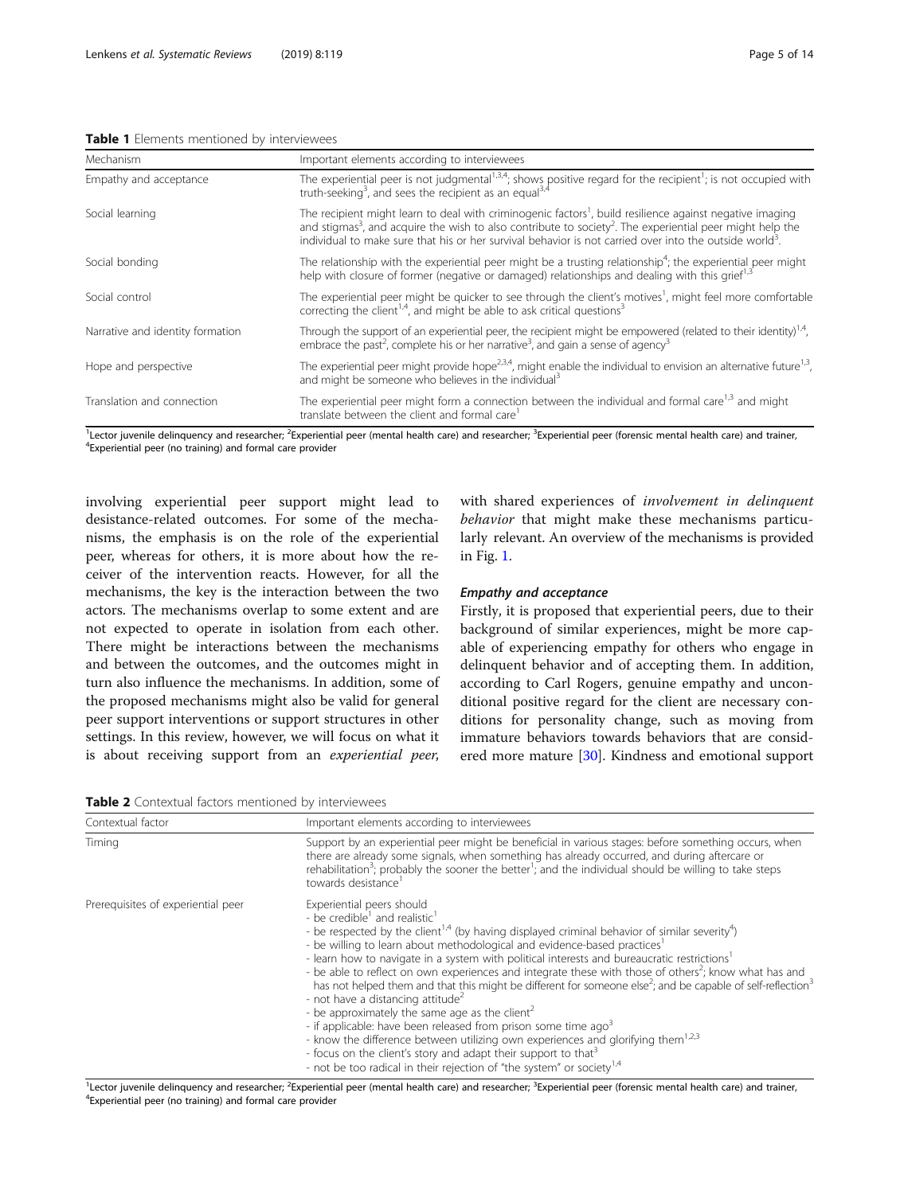**Table 1** Elements mentioned by interviewees

| Mechanism | Important elements according to interviewees |
|---|---|
| Empathy and acceptance | The experiential peer is not judgmental[1,3,4]; shows positive regard for the recipient[1]; is not occupied with truth-seeking[3], and sees the recipient as an equal[3,4] |
| Social learning | The recipient might learn to deal with criminogenic factors[1], build resilience against negative imaging and stigmas[3], and acquire the wish to also contribute to society[2]. The experiential peer might help the individual to make sure that his or her survival behavior is not carried over into the outside world[3]. |
| Social bonding | The relationship with the experiential peer might be a trusting relationship[4]; the experiential peer might help with closure of former (negative or damaged) relationships and dealing with this grief[1,3] |
| Social control | The experiential peer might be quicker to see through the client's motives[1], might feel more comfortable correcting the client[1,4], and might be able to ask critical questions[3] |
| Narrative and identity formation | Through the support of an experiential peer, the recipient might be empowered (related to their identity)[1,4], embrace the past[2], complete his or her narrative[3], and gain a sense of agency[3] |
| Hope and perspective | The experiential peer might provide hope[2,3,4], might enable the individual to envision an alternative future[1,3], and might be someone who believes in the individual[3] |
| Translation and connection | The experiential peer might form a connection between the individual and formal care[1,3] and might translate between the client and formal care[1] |

[1]Lector juvenile delinquency and researcher; [2]Experiential peer (mental health care) and researcher; [3]Experiential peer (forensic mental health care) and trainer, [4]Experiential peer (no training) and formal care provider

involving experiential peer support might lead to desistance-related outcomes. For some of the mechanisms, the emphasis is on the role of the experiential peer, whereas for others, it is more about how the receiver of the intervention reacts. However, for all the mechanisms, the key is the interaction between the two actors. The mechanisms overlap to some extent and are not expected to operate in isolation from each other. There might be interactions between the mechanisms and between the outcomes, and the outcomes might in turn also influence the mechanisms. In addition, some of the proposed mechanisms might also be valid for general peer support interventions or support structures in other settings. In this review, however, we will focus on what it is about receiving support from an *experiential peer*, with shared experiences of *involvement in delinquent behavior* that might make these mechanisms particularly relevant. An overview of the mechanisms is provided in Fig. 1.

### *Empathy and acceptance*

Firstly, it is proposed that experiential peers, due to their background of similar experiences, might be more capable of experiencing empathy for others who engage in delinquent behavior and of accepting them. In addition, according to Carl Rogers, genuine empathy and unconditional positive regard for the client are necessary conditions for personality change, such as moving from immature behaviors towards behaviors that are considered more mature [30]. Kindness and emotional support

**Table 2** Contextual factors mentioned by interviewees

| Contextual factor | Important elements according to interviewees |
|---|---|
| Timing | Support by an experiential peer might be beneficial in various stages: before something occurs, when there are already some signals, when something has already occurred, and during aftercare or rehabilitation[3]; probably the sooner the better[1]; and the individual should be willing to take steps towards desistance[1] |
| Prerequisites of experiential peer | Experiential peers should<br>- be credible[1] and realistic[1]<br>- be respected by the client[1,4] (by having displayed criminal behavior of similar severity[4])<br>- be willing to learn about methodological and evidence-based practices[1]<br>- learn how to navigate in a system with political interests and bureaucratic restrictions[1]<br>- be able to reflect on own experiences and integrate these with those of others[2]; know what has and has not helped them and that this might be different for someone else[2]; and be capable of self-reflection[3]<br>- not have a distancing attitude[2]<br>- be approximately the same age as the client[2]<br>- if applicable: have been released from prison some time ago[3]<br>- know the difference between utilizing own experiences and glorifying them[1,2,3]<br>- focus on the client's story and adapt their support to that[3]<br>- not be too radical in their rejection of "the system" or society[1,4] |

[1]Lector juvenile delinquency and researcher; [2]Experiential peer (mental health care) and researcher; [3]Experiential peer (forensic mental health care) and trainer, [4]Experiential peer (no training) and formal care provider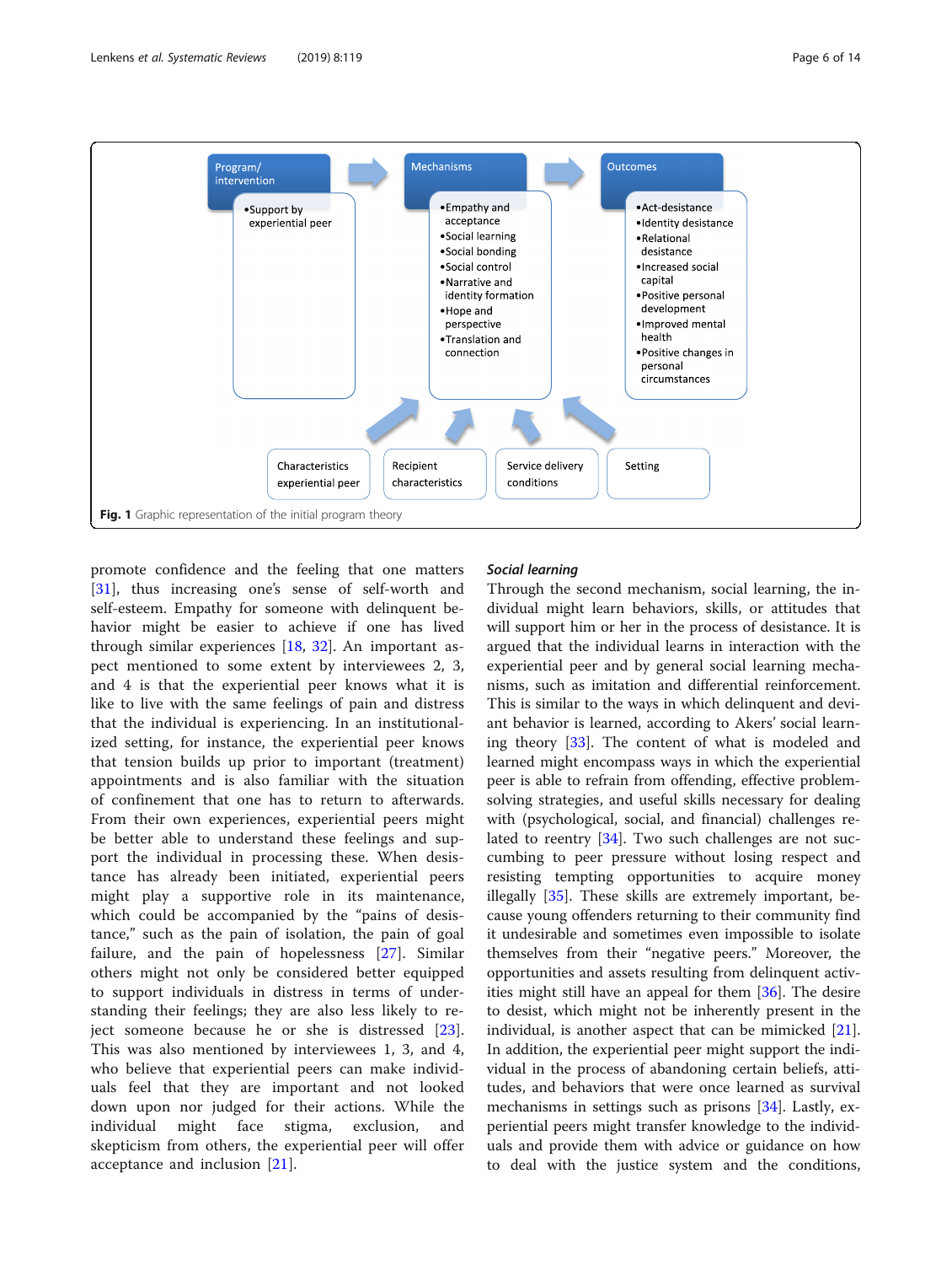Program/ intervention
- Support by experiential peer

Mechanisms
- Empathy and acceptance
- Social learning
- Social bonding
- Social control
- Narrative and identity formation
- Hope and perspective
- Translation and connection

Outcomes
- Act-desistance
- Identity desistance
- Relational desistance
- Increased social capital
- Positive personal development
- Improved mental health
- Positive changes in personal circumstances

Characteristics experiential peer | Recipient characteristics | Service delivery conditions | Setting

**Fig. 1** Graphic representation of the initial program theory

promote confidence and the feeling that one matters [31], thus increasing one's sense of self-worth and self-esteem. Empathy for someone with delinquent behavior might be easier to achieve if one has lived through similar experiences [18, 32]. An important aspect mentioned to some extent by interviewees 2, 3, and 4 is that the experiential peer knows what it is like to live with the same feelings of pain and distress that the individual is experiencing. In an institutionalized setting, for instance, the experiential peer knows that tension builds up prior to important (treatment) appointments and is also familiar with the situation of confinement that one has to return to afterwards. From their own experiences, experiential peers might be better able to understand these feelings and support the individual in processing these. When desistance has already been initiated, experiential peers might play a supportive role in its maintenance, which could be accompanied by the "pains of desistance," such as the pain of isolation, the pain of goal failure, and the pain of hopelessness [27]. Similar others might not only be considered better equipped to support individuals in distress in terms of understanding their feelings; they are also less likely to reject someone because he or she is distressed [23]. This was also mentioned by interviewees 1, 3, and 4, who believe that experiential peers can make individuals feel that they are important and not looked down upon nor judged for their actions. While the individual might face stigma, exclusion, and skepticism from others, the experiential peer will offer acceptance and inclusion [21].

### *Social learning*

Through the second mechanism, social learning, the individual might learn behaviors, skills, or attitudes that will support him or her in the process of desistance. It is argued that the individual learns in interaction with the experiential peer and by general social learning mechanisms, such as imitation and differential reinforcement. This is similar to the ways in which delinquent and deviant behavior is learned, according to Akers' social learning theory [33]. The content of what is modeled and learned might encompass ways in which the experiential peer is able to refrain from offending, effective problem-solving strategies, and useful skills necessary for dealing with (psychological, social, and financial) challenges related to reentry [34]. Two such challenges are not succumbing to peer pressure without losing respect and resisting tempting opportunities to acquire money illegally [35]. These skills are extremely important, because young offenders returning to their community find it undesirable and sometimes even impossible to isolate themselves from their "negative peers." Moreover, the opportunities and assets resulting from delinquent activities might still have an appeal for them [36]. The desire to desist, which might not be inherently present in the individual, is another aspect that can be mimicked [21]. In addition, the experiential peer might support the individual in the process of abandoning certain beliefs, attitudes, and behaviors that were once learned as survival mechanisms in settings such as prisons [34]. Lastly, experiential peers might transfer knowledge to the individuals and provide them with advice or guidance on how to deal with the justice system and the conditions,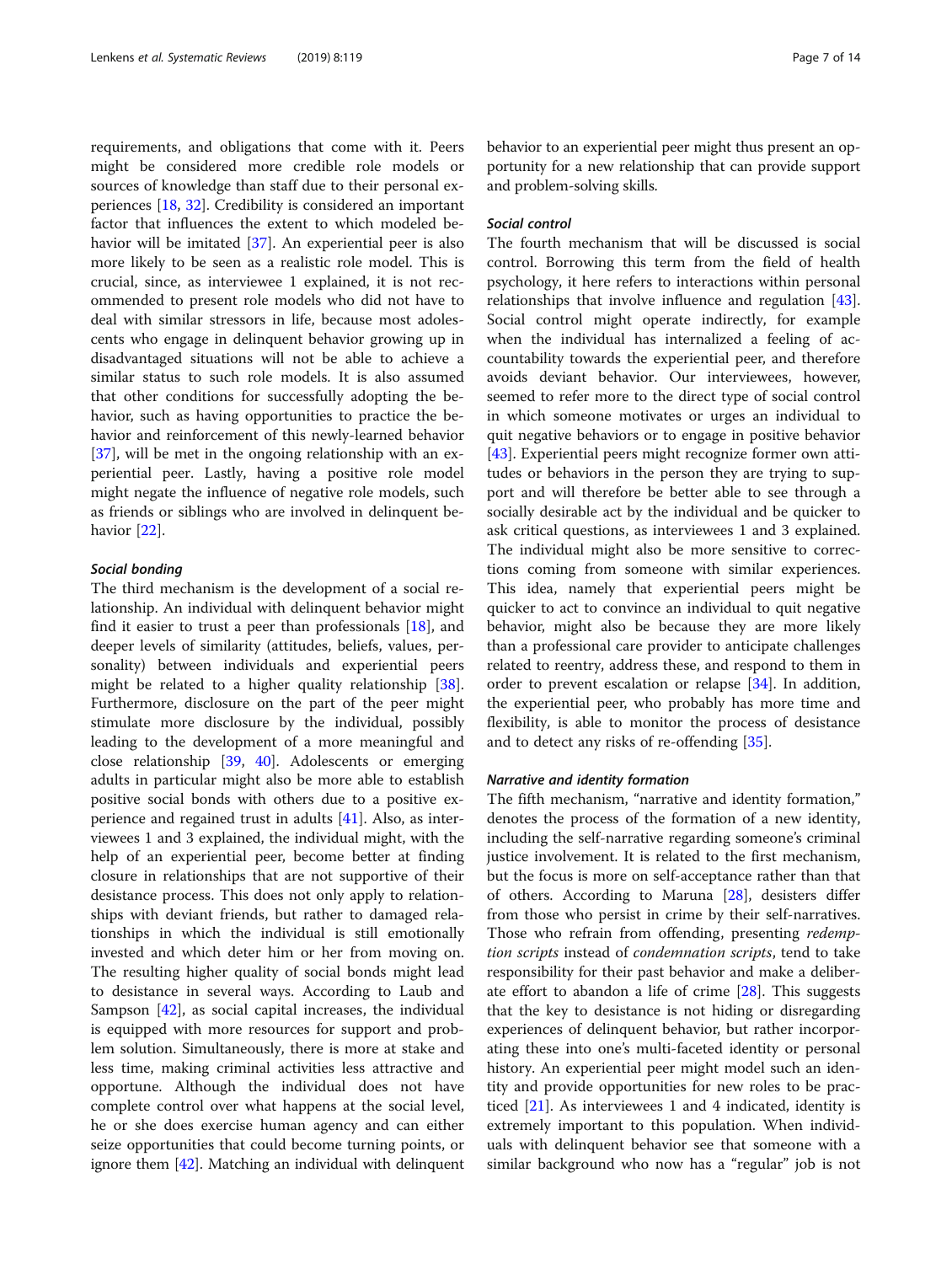requirements, and obligations that come with it. Peers might be considered more credible role models or sources of knowledge than staff due to their personal experiences [18, 32]. Credibility is considered an important factor that influences the extent to which modeled behavior will be imitated [37]. An experiential peer is also more likely to be seen as a realistic role model. This is crucial, since, as interviewee 1 explained, it is not recommended to present role models who did not have to deal with similar stressors in life, because most adolescents who engage in delinquent behavior growing up in disadvantaged situations will not be able to achieve a similar status to such role models. It is also assumed that other conditions for successfully adopting the behavior, such as having opportunities to practice the behavior and reinforcement of this newly-learned behavior [37], will be met in the ongoing relationship with an experiential peer. Lastly, having a positive role model might negate the influence of negative role models, such as friends or siblings who are involved in delinquent behavior [22].

#### Social bonding

The third mechanism is the development of a social relationship. An individual with delinquent behavior might find it easier to trust a peer than professionals [18], and deeper levels of similarity (attitudes, beliefs, values, personality) between individuals and experiential peers might be related to a higher quality relationship [38]. Furthermore, disclosure on the part of the peer might stimulate more disclosure by the individual, possibly leading to the development of a more meaningful and close relationship [39, 40]. Adolescents or emerging adults in particular might also be more able to establish positive social bonds with others due to a positive experience and regained trust in adults [41]. Also, as interviewees 1 and 3 explained, the individual might, with the help of an experiential peer, become better at finding closure in relationships that are not supportive of their desistance process. This does not only apply to relationships with deviant friends, but rather to damaged relationships in which the individual is still emotionally invested and which deter him or her from moving on. The resulting higher quality of social bonds might lead to desistance in several ways. According to Laub and Sampson [42], as social capital increases, the individual is equipped with more resources for support and problem solution. Simultaneously, there is more at stake and less time, making criminal activities less attractive and opportune. Although the individual does not have complete control over what happens at the social level, he or she does exercise human agency and can either seize opportunities that could become turning points, or ignore them [42]. Matching an individual with delinquent behavior to an experiential peer might thus present an opportunity for a new relationship that can provide support and problem-solving skills.

#### Social control

The fourth mechanism that will be discussed is social control. Borrowing this term from the field of health psychology, it here refers to interactions within personal relationships that involve influence and regulation [43]. Social control might operate indirectly, for example when the individual has internalized a feeling of accountability towards the experiential peer, and therefore avoids deviant behavior. Our interviewees, however, seemed to refer more to the direct type of social control in which someone motivates or urges an individual to quit negative behaviors or to engage in positive behavior [43]. Experiential peers might recognize former own attitudes or behaviors in the person they are trying to support and will therefore be better able to see through a socially desirable act by the individual and be quicker to ask critical questions, as interviewees 1 and 3 explained. The individual might also be more sensitive to corrections coming from someone with similar experiences. This idea, namely that experiential peers might be quicker to act to convince an individual to quit negative behavior, might also be because they are more likely than a professional care provider to anticipate challenges related to reentry, address these, and respond to them in order to prevent escalation or relapse [34]. In addition, the experiential peer, who probably has more time and flexibility, is able to monitor the process of desistance and to detect any risks of re-offending [35].

#### Narrative and identity formation

The fifth mechanism, "narrative and identity formation," denotes the process of the formation of a new identity, including the self-narrative regarding someone's criminal justice involvement. It is related to the first mechanism, but the focus is more on self-acceptance rather than that of others. According to Maruna [28], desisters differ from those who persist in crime by their self-narratives. Those who refrain from offending, presenting *redemption scripts* instead of *condemnation scripts*, tend to take responsibility for their past behavior and make a deliberate effort to abandon a life of crime [28]. This suggests that the key to desistance is not hiding or disregarding experiences of delinquent behavior, but rather incorporating these into one's multi-faceted identity or personal history. An experiential peer might model such an identity and provide opportunities for new roles to be practiced [21]. As interviewees 1 and 4 indicated, identity is extremely important to this population. When individuals with delinquent behavior see that someone with a similar background who now has a "regular" job is not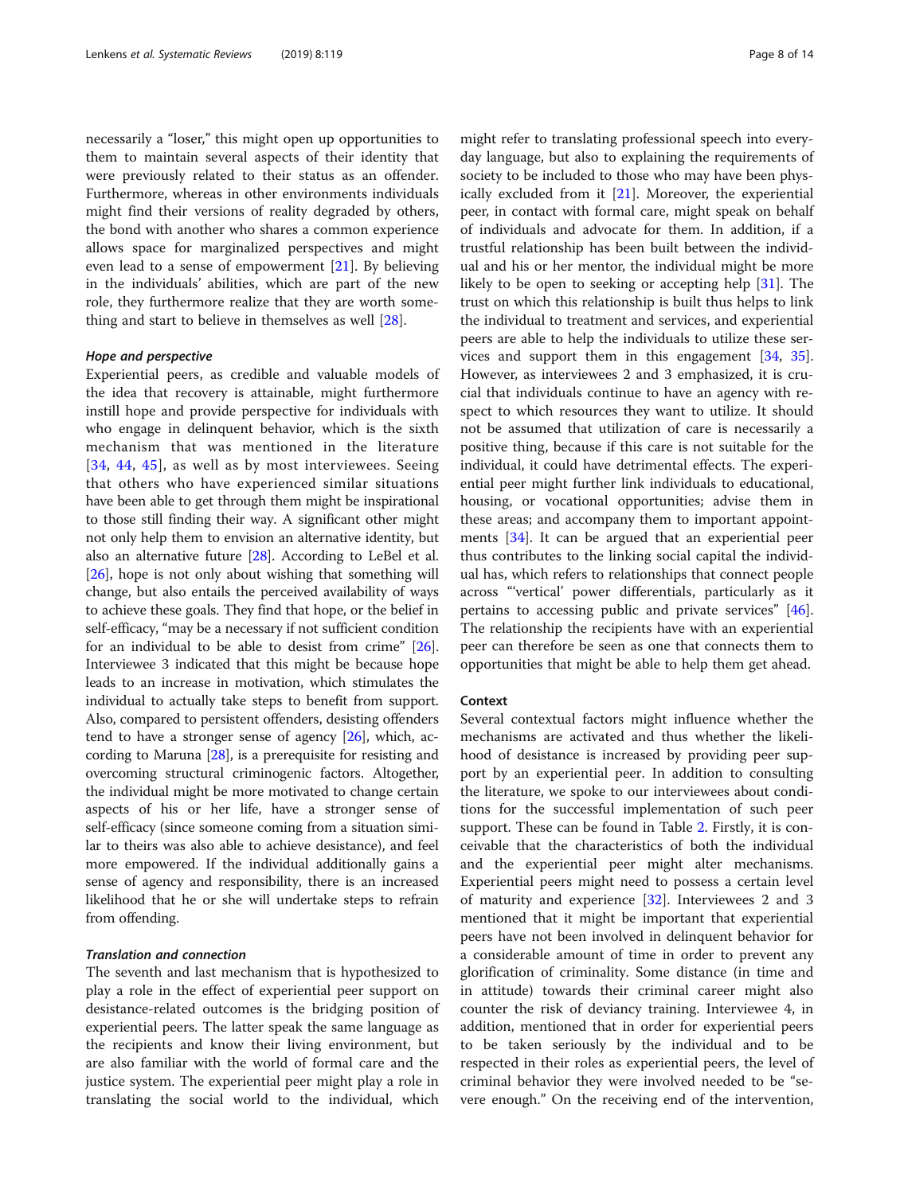necessarily a "loser," this might open up opportunities to them to maintain several aspects of their identity that were previously related to their status as an offender. Furthermore, whereas in other environments individuals might find their versions of reality degraded by others, the bond with another who shares a common experience allows space for marginalized perspectives and might even lead to a sense of empowerment [21]. By believing in the individuals' abilities, which are part of the new role, they furthermore realize that they are worth something and start to believe in themselves as well [28].

#### *Hope and perspective*

Experiential peers, as credible and valuable models of the idea that recovery is attainable, might furthermore instill hope and provide perspective for individuals with who engage in delinquent behavior, which is the sixth mechanism that was mentioned in the literature [34, 44, 45], as well as by most interviewees. Seeing that others who have experienced similar situations have been able to get through them might be inspirational to those still finding their way. A significant other might not only help them to envision an alternative identity, but also an alternative future [28]. According to LeBel et al. [26], hope is not only about wishing that something will change, but also entails the perceived availability of ways to achieve these goals. They find that hope, or the belief in self-efficacy, "may be a necessary if not sufficient condition for an individual to be able to desist from crime" [26]. Interviewee 3 indicated that this might be because hope leads to an increase in motivation, which stimulates the individual to actually take steps to benefit from support. Also, compared to persistent offenders, desisting offenders tend to have a stronger sense of agency [26], which, according to Maruna [28], is a prerequisite for resisting and overcoming structural criminogenic factors. Altogether, the individual might be more motivated to change certain aspects of his or her life, have a stronger sense of self-efficacy (since someone coming from a situation similar to theirs was also able to achieve desistance), and feel more empowered. If the individual additionally gains a sense of agency and responsibility, there is an increased likelihood that he or she will undertake steps to refrain from offending.

#### *Translation and connection*

The seventh and last mechanism that is hypothesized to play a role in the effect of experiential peer support on desistance-related outcomes is the bridging position of experiential peers. The latter speak the same language as the recipients and know their living environment, but are also familiar with the world of formal care and the justice system. The experiential peer might play a role in translating the social world to the individual, which might refer to translating professional speech into everyday language, but also to explaining the requirements of society to be included to those who may have been physically excluded from it [21]. Moreover, the experiential peer, in contact with formal care, might speak on behalf of individuals and advocate for them. In addition, if a trustful relationship has been built between the individual and his or her mentor, the individual might be more likely to be open to seeking or accepting help [31]. The trust on which this relationship is built thus helps to link the individual to treatment and services, and experiential peers are able to help the individuals to utilize these services and support them in this engagement [34, 35]. However, as interviewees 2 and 3 emphasized, it is crucial that individuals continue to have an agency with respect to which resources they want to utilize. It should not be assumed that utilization of care is necessarily a positive thing, because if this care is not suitable for the individual, it could have detrimental effects. The experiential peer might further link individuals to educational, housing, or vocational opportunities; advise them in these areas; and accompany them to important appointments [34]. It can be argued that an experiential peer thus contributes to the linking social capital the individual has, which refers to relationships that connect people across "'vertical' power differentials, particularly as it pertains to accessing public and private services" [46]. The relationship the recipients have with an experiential peer can therefore be seen as one that connects them to opportunities that might be able to help them get ahead.

### Context

Several contextual factors might influence whether the mechanisms are activated and thus whether the likelihood of desistance is increased by providing peer support by an experiential peer. In addition to consulting the literature, we spoke to our interviewees about conditions for the successful implementation of such peer support. These can be found in Table 2. Firstly, it is conceivable that the characteristics of both the individual and the experiential peer might alter mechanisms. Experiential peers might need to possess a certain level of maturity and experience [32]. Interviewees 2 and 3 mentioned that it might be important that experiential peers have not been involved in delinquent behavior for a considerable amount of time in order to prevent any glorification of criminality. Some distance (in time and in attitude) towards their criminal career might also counter the risk of deviancy training. Interviewee 4, in addition, mentioned that in order for experiential peers to be taken seriously by the individual and to be respected in their roles as experiential peers, the level of criminal behavior they were involved needed to be "severe enough." On the receiving end of the intervention,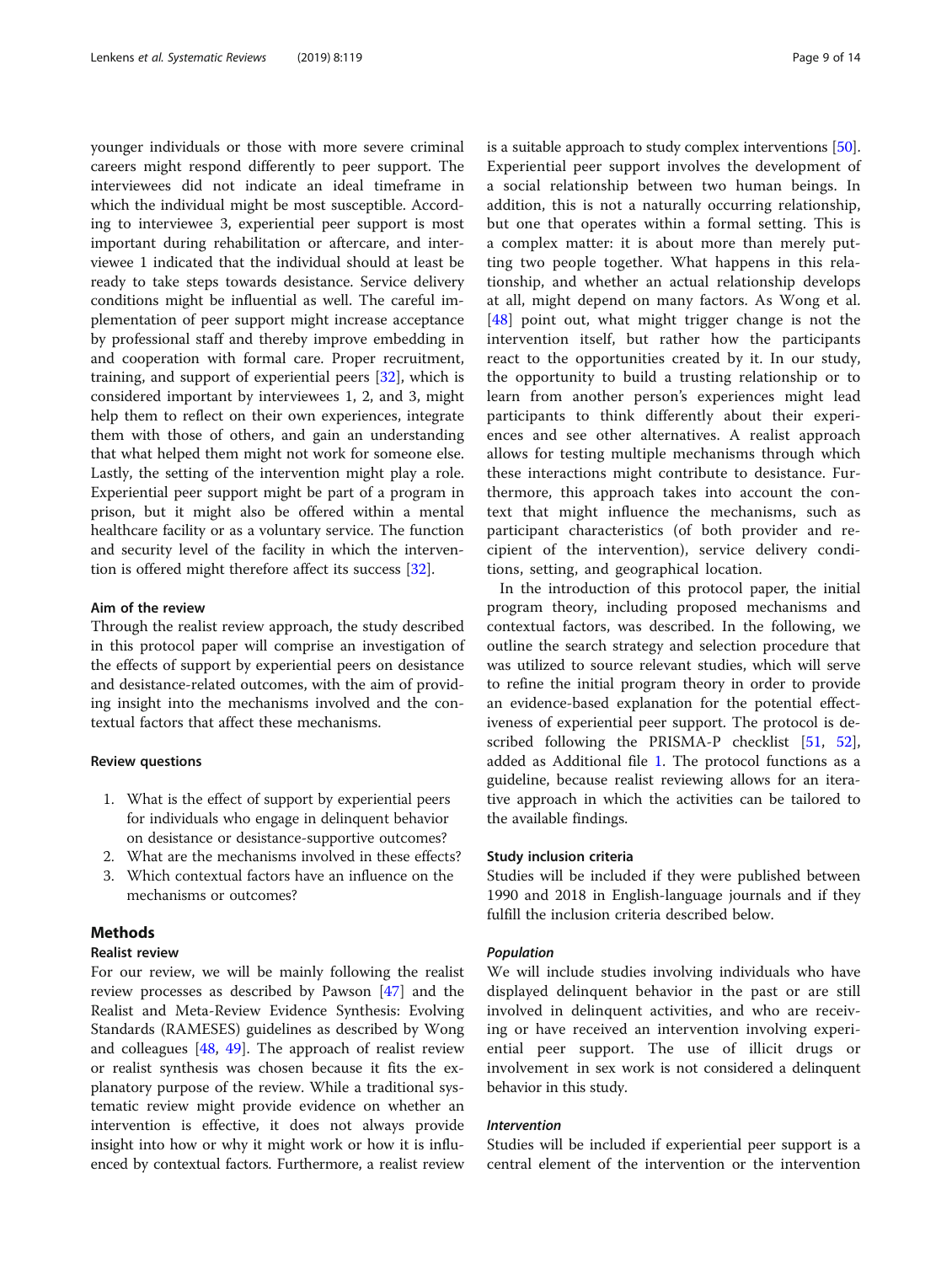younger individuals or those with more severe criminal careers might respond differently to peer support. The interviewees did not indicate an ideal timeframe in which the individual might be most susceptible. According to interviewee 3, experiential peer support is most important during rehabilitation or aftercare, and interviewee 1 indicated that the individual should at least be ready to take steps towards desistance. Service delivery conditions might be influential as well. The careful implementation of peer support might increase acceptance by professional staff and thereby improve embedding in and cooperation with formal care. Proper recruitment, training, and support of experiential peers [32], which is considered important by interviewees 1, 2, and 3, might help them to reflect on their own experiences, integrate them with those of others, and gain an understanding that what helped them might not work for someone else. Lastly, the setting of the intervention might play a role. Experiential peer support might be part of a program in prison, but it might also be offered within a mental healthcare facility or as a voluntary service. The function and security level of the facility in which the intervention is offered might therefore affect its success [32].

### Aim of the review

Through the realist review approach, the study described in this protocol paper will comprise an investigation of the effects of support by experiential peers on desistance and desistance-related outcomes, with the aim of providing insight into the mechanisms involved and the contextual factors that affect these mechanisms.

### Review questions

1. What is the effect of support by experiential peers for individuals who engage in delinquent behavior on desistance or desistance-supportive outcomes?
2. What are the mechanisms involved in these effects?
3. Which contextual factors have an influence on the mechanisms or outcomes?

## Methods

### Realist review

For our review, we will be mainly following the realist review processes as described by Pawson [47] and the Realist and Meta-Review Evidence Synthesis: Evolving Standards (RAMESES) guidelines as described by Wong and colleagues [48, 49]. The approach of realist review or realist synthesis was chosen because it fits the explanatory purpose of the review. While a traditional systematic review might provide evidence on whether an intervention is effective, it does not always provide insight into how or why it might work or how it is influenced by contextual factors. Furthermore, a realist review is a suitable approach to study complex interventions [50]. Experiential peer support involves the development of a social relationship between two human beings. In addition, this is not a naturally occurring relationship, but one that operates within a formal setting. This is a complex matter: it is about more than merely putting two people together. What happens in this relationship, and whether an actual relationship develops at all, might depend on many factors. As Wong et al. [48] point out, what might trigger change is not the intervention itself, but rather how the participants react to the opportunities created by it. In our study, the opportunity to build a trusting relationship or to learn from another person's experiences might lead participants to think differently about their experiences and see other alternatives. A realist approach allows for testing multiple mechanisms through which these interactions might contribute to desistance. Furthermore, this approach takes into account the context that might influence the mechanisms, such as participant characteristics (of both provider and recipient of the intervention), service delivery conditions, setting, and geographical location.

In the introduction of this protocol paper, the initial program theory, including proposed mechanisms and contextual factors, was described. In the following, we outline the search strategy and selection procedure that was utilized to source relevant studies, which will serve to refine the initial program theory in order to provide an evidence-based explanation for the potential effectiveness of experiential peer support. The protocol is described following the PRISMA-P checklist [51, 52], added as Additional file 1. The protocol functions as a guideline, because realist reviewing allows for an iterative approach in which the activities can be tailored to the available findings.

### Study inclusion criteria

Studies will be included if they were published between 1990 and 2018 in English-language journals and if they fulfill the inclusion criteria described below.

#### *Population*

We will include studies involving individuals who have displayed delinquent behavior in the past or are still involved in delinquent activities, and who are receiving or have received an intervention involving experiential peer support. The use of illicit drugs or involvement in sex work is not considered a delinquent behavior in this study.

#### *Intervention*

Studies will be included if experiential peer support is a central element of the intervention or the intervention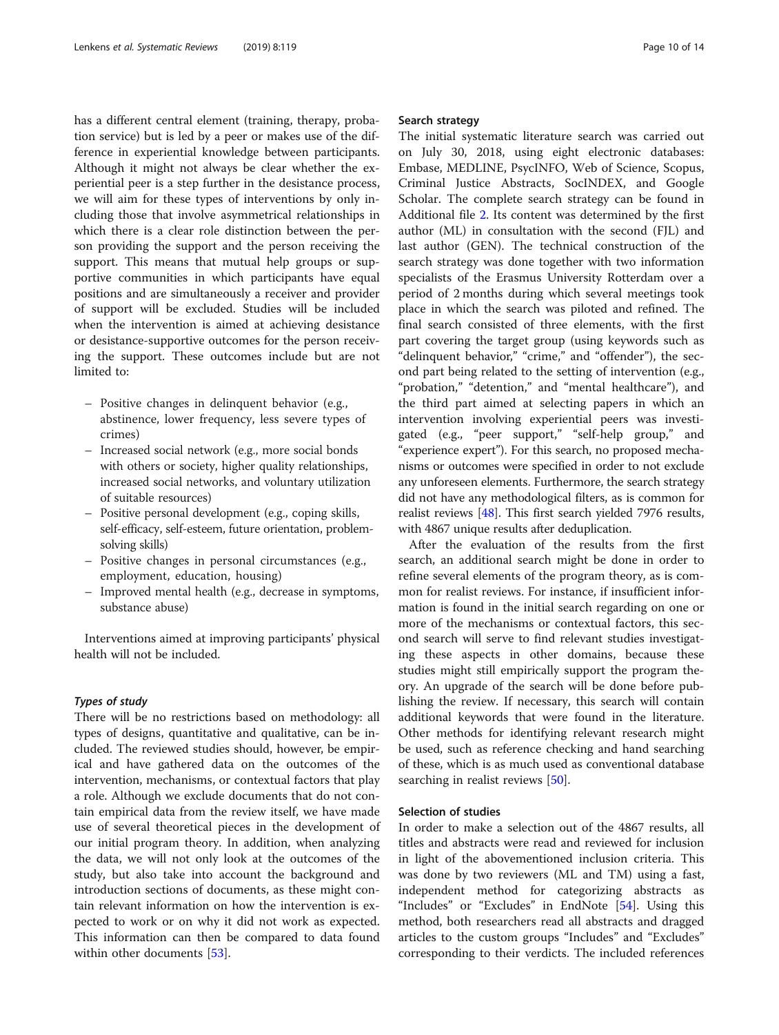has a different central element (training, therapy, probation service) but is led by a peer or makes use of the difference in experiential knowledge between participants. Although it might not always be clear whether the experiential peer is a step further in the desistance process, we will aim for these types of interventions by only including those that involve asymmetrical relationships in which there is a clear role distinction between the person providing the support and the person receiving the support. This means that mutual help groups or supportive communities in which participants have equal positions and are simultaneously a receiver and provider of support will be excluded. Studies will be included when the intervention is aimed at achieving desistance or desistance-supportive outcomes for the person receiving the support. These outcomes include but are not limited to:

- Positive changes in delinquent behavior (e.g., abstinence, lower frequency, less severe types of crimes)
- Increased social network (e.g., more social bonds with others or society, higher quality relationships, increased social networks, and voluntary utilization of suitable resources)
- Positive personal development (e.g., coping skills, self-efficacy, self-esteem, future orientation, problem-solving skills)
- Positive changes in personal circumstances (e.g., employment, education, housing)
- Improved mental health (e.g., decrease in symptoms, substance abuse)

Interventions aimed at improving participants' physical health will not be included.

#### *Types of study*

There will be no restrictions based on methodology: all types of designs, quantitative and qualitative, can be included. The reviewed studies should, however, be empirical and have gathered data on the outcomes of the intervention, mechanisms, or contextual factors that play a role. Although we exclude documents that do not contain empirical data from the review itself, we have made use of several theoretical pieces in the development of our initial program theory. In addition, when analyzing the data, we will not only look at the outcomes of the study, but also take into account the background and introduction sections of documents, as these might contain relevant information on how the intervention is expected to work or on why it did not work as expected. This information can then be compared to data found within other documents [53].

### Search strategy

The initial systematic literature search was carried out on July 30, 2018, using eight electronic databases: Embase, MEDLINE, PsycINFO, Web of Science, Scopus, Criminal Justice Abstracts, SocINDEX, and Google Scholar. The complete search strategy can be found in Additional file 2. Its content was determined by the first author (ML) in consultation with the second (FJL) and last author (GEN). The technical construction of the search strategy was done together with two information specialists of the Erasmus University Rotterdam over a period of 2 months during which several meetings took place in which the search was piloted and refined. The final search consisted of three elements, with the first part covering the target group (using keywords such as "delinquent behavior," "crime," and "offender"), the second part being related to the setting of intervention (e.g., "probation," "detention," and "mental healthcare"), and the third part aimed at selecting papers in which an intervention involving experiential peers was investigated (e.g., "peer support," "self-help group," and "experience expert"). For this search, no proposed mechanisms or outcomes were specified in order to not exclude any unforeseen elements. Furthermore, the search strategy did not have any methodological filters, as is common for realist reviews [48]. This first search yielded 7976 results, with 4867 unique results after deduplication.

After the evaluation of the results from the first search, an additional search might be done in order to refine several elements of the program theory, as is common for realist reviews. For instance, if insufficient information is found in the initial search regarding on one or more of the mechanisms or contextual factors, this second search will serve to find relevant studies investigating these aspects in other domains, because these studies might still empirically support the program theory. An upgrade of the search will be done before publishing the review. If necessary, this search will contain additional keywords that were found in the literature. Other methods for identifying relevant research might be used, such as reference checking and hand searching of these, which is as much used as conventional database searching in realist reviews [50].

### Selection of studies

In order to make a selection out of the 4867 results, all titles and abstracts were read and reviewed for inclusion in light of the abovementioned inclusion criteria. This was done by two reviewers (ML and TM) using a fast, independent method for categorizing abstracts as "Includes" or "Excludes" in EndNote [54]. Using this method, both researchers read all abstracts and dragged articles to the custom groups "Includes" and "Excludes" corresponding to their verdicts. The included references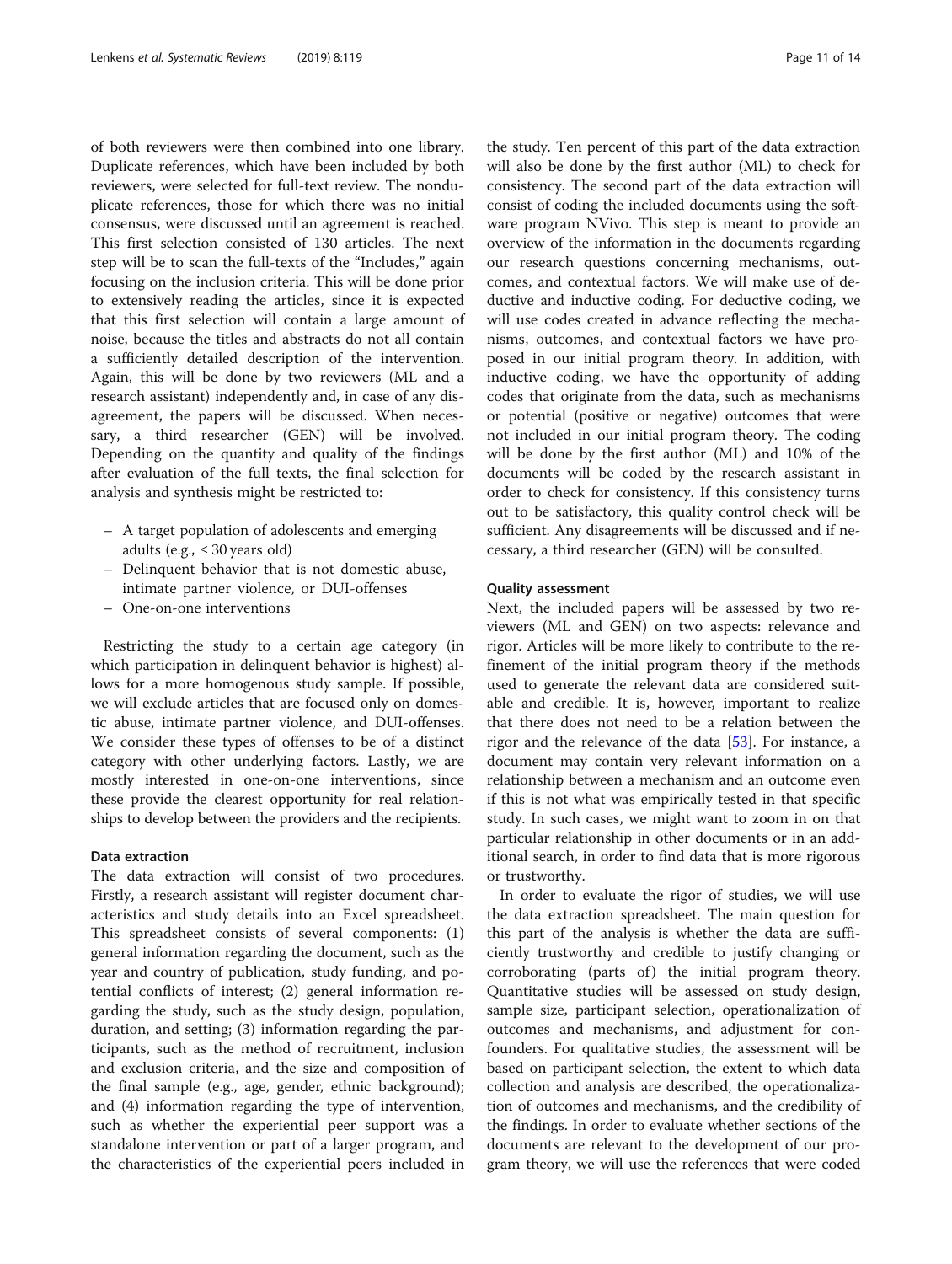of both reviewers were then combined into one library. Duplicate references, which have been included by both reviewers, were selected for full-text review. The nonduplicate references, those for which there was no initial consensus, were discussed until an agreement is reached. This first selection consisted of 130 articles. The next step will be to scan the full-texts of the "Includes," again focusing on the inclusion criteria. This will be done prior to extensively reading the articles, since it is expected that this first selection will contain a large amount of noise, because the titles and abstracts do not all contain a sufficiently detailed description of the intervention. Again, this will be done by two reviewers (ML and a research assistant) independently and, in case of any disagreement, the papers will be discussed. When necessary, a third researcher (GEN) will be involved. Depending on the quantity and quality of the findings after evaluation of the full texts, the final selection for analysis and synthesis might be restricted to:

- A target population of adolescents and emerging adults (e.g., ≤ 30 years old)
- Delinquent behavior that is not domestic abuse, intimate partner violence, or DUI-offenses
- One-on-one interventions

Restricting the study to a certain age category (in which participation in delinquent behavior is highest) allows for a more homogenous study sample. If possible, we will exclude articles that are focused only on domestic abuse, intimate partner violence, and DUI-offenses. We consider these types of offenses to be of a distinct category with other underlying factors. Lastly, we are mostly interested in one-on-one interventions, since these provide the clearest opportunity for real relationships to develop between the providers and the recipients.

### Data extraction

The data extraction will consist of two procedures. Firstly, a research assistant will register document characteristics and study details into an Excel spreadsheet. This spreadsheet consists of several components: (1) general information regarding the document, such as the year and country of publication, study funding, and potential conflicts of interest; (2) general information regarding the study, such as the study design, population, duration, and setting; (3) information regarding the participants, such as the method of recruitment, inclusion and exclusion criteria, and the size and composition of the final sample (e.g., age, gender, ethnic background); and (4) information regarding the type of intervention, such as whether the experiential peer support was a standalone intervention or part of a larger program, and the characteristics of the experiential peers included in the study. Ten percent of this part of the data extraction will also be done by the first author (ML) to check for consistency. The second part of the data extraction will consist of coding the included documents using the software program NVivo. This step is meant to provide an overview of the information in the documents regarding our research questions concerning mechanisms, outcomes, and contextual factors. We will make use of deductive and inductive coding. For deductive coding, we will use codes created in advance reflecting the mechanisms, outcomes, and contextual factors we have proposed in our initial program theory. In addition, with inductive coding, we have the opportunity of adding codes that originate from the data, such as mechanisms or potential (positive or negative) outcomes that were not included in our initial program theory. The coding will be done by the first author (ML) and 10% of the documents will be coded by the research assistant in order to check for consistency. If this consistency turns out to be satisfactory, this quality control check will be sufficient. Any disagreements will be discussed and if necessary, a third researcher (GEN) will be consulted.

### Quality assessment

Next, the included papers will be assessed by two reviewers (ML and GEN) on two aspects: relevance and rigor. Articles will be more likely to contribute to the refinement of the initial program theory if the methods used to generate the relevant data are considered suitable and credible. It is, however, important to realize that there does not need to be a relation between the rigor and the relevance of the data [53]. For instance, a document may contain very relevant information on a relationship between a mechanism and an outcome even if this is not what was empirically tested in that specific study. In such cases, we might want to zoom in on that particular relationship in other documents or in an additional search, in order to find data that is more rigorous or trustworthy.

In order to evaluate the rigor of studies, we will use the data extraction spreadsheet. The main question for this part of the analysis is whether the data are sufficiently trustworthy and credible to justify changing or corroborating (parts of) the initial program theory. Quantitative studies will be assessed on study design, sample size, participant selection, operationalization of outcomes and mechanisms, and adjustment for confounders. For qualitative studies, the assessment will be based on participant selection, the extent to which data collection and analysis are described, the operationalization of outcomes and mechanisms, and the credibility of the findings. In order to evaluate whether sections of the documents are relevant to the development of our program theory, we will use the references that were coded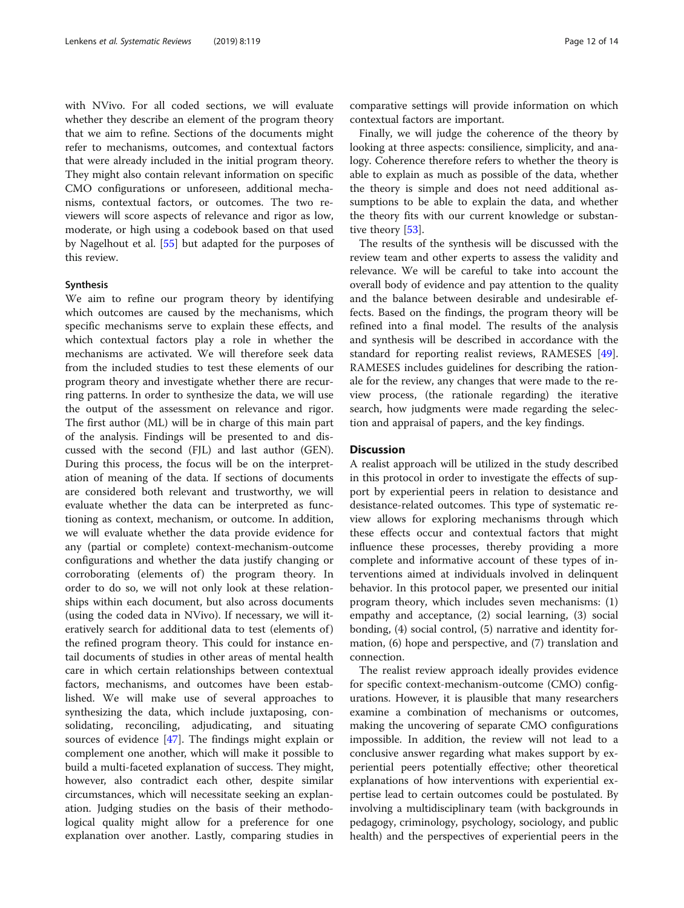with NVivo. For all coded sections, we will evaluate whether they describe an element of the program theory that we aim to refine. Sections of the documents might refer to mechanisms, outcomes, and contextual factors that were already included in the initial program theory. They might also contain relevant information on specific CMO configurations or unforeseen, additional mechanisms, contextual factors, or outcomes. The two reviewers will score aspects of relevance and rigor as low, moderate, or high using a codebook based on that used by Nagelhout et al. [55] but adapted for the purposes of this review.

### Synthesis

We aim to refine our program theory by identifying which outcomes are caused by the mechanisms, which specific mechanisms serve to explain these effects, and which contextual factors play a role in whether the mechanisms are activated. We will therefore seek data from the included studies to test these elements of our program theory and investigate whether there are recurring patterns. In order to synthesize the data, we will use the output of the assessment on relevance and rigor. The first author (ML) will be in charge of this main part of the analysis. Findings will be presented to and discussed with the second (FJL) and last author (GEN). During this process, the focus will be on the interpretation of meaning of the data. If sections of documents are considered both relevant and trustworthy, we will evaluate whether the data can be interpreted as functioning as context, mechanism, or outcome. In addition, we will evaluate whether the data provide evidence for any (partial or complete) context-mechanism-outcome configurations and whether the data justify changing or corroborating (elements of) the program theory. In order to do so, we will not only look at these relationships within each document, but also across documents (using the coded data in NVivo). If necessary, we will iteratively search for additional data to test (elements of) the refined program theory. This could for instance entail documents of studies in other areas of mental health care in which certain relationships between contextual factors, mechanisms, and outcomes have been established. We will make use of several approaches to synthesizing the data, which include juxtaposing, consolidating, reconciling, adjudicating, and situating sources of evidence [47]. The findings might explain or complement one another, which will make it possible to build a multi-faceted explanation of success. They might, however, also contradict each other, despite similar circumstances, which will necessitate seeking an explanation. Judging studies on the basis of their methodological quality might allow for a preference for one explanation over another. Lastly, comparing studies in comparative settings will provide information on which contextual factors are important.

Finally, we will judge the coherence of the theory by looking at three aspects: consilience, simplicity, and analogy. Coherence therefore refers to whether the theory is able to explain as much as possible of the data, whether the theory is simple and does not need additional assumptions to be able to explain the data, and whether the theory fits with our current knowledge or substantive theory [53].

The results of the synthesis will be discussed with the review team and other experts to assess the validity and relevance. We will be careful to take into account the overall body of evidence and pay attention to the quality and the balance between desirable and undesirable effects. Based on the findings, the program theory will be refined into a final model. The results of the analysis and synthesis will be described in accordance with the standard for reporting realist reviews, RAMESES [49]. RAMESES includes guidelines for describing the rationale for the review, any changes that were made to the review process, (the rationale regarding) the iterative search, how judgments were made regarding the selection and appraisal of papers, and the key findings.

## Discussion

A realist approach will be utilized in the study described in this protocol in order to investigate the effects of support by experiential peers in relation to desistance and desistance-related outcomes. This type of systematic review allows for exploring mechanisms through which these effects occur and contextual factors that might influence these processes, thereby providing a more complete and informative account of these types of interventions aimed at individuals involved in delinquent behavior. In this protocol paper, we presented our initial program theory, which includes seven mechanisms: (1) empathy and acceptance, (2) social learning, (3) social bonding, (4) social control, (5) narrative and identity formation, (6) hope and perspective, and (7) translation and connection.

The realist review approach ideally provides evidence for specific context-mechanism-outcome (CMO) configurations. However, it is plausible that many researchers examine a combination of mechanisms or outcomes, making the uncovering of separate CMO configurations impossible. In addition, the review will not lead to a conclusive answer regarding what makes support by experiential peers potentially effective; other theoretical explanations of how interventions with experiential expertise lead to certain outcomes could be postulated. By involving a multidisciplinary team (with backgrounds in pedagogy, criminology, psychology, sociology, and public health) and the perspectives of experiential peers in the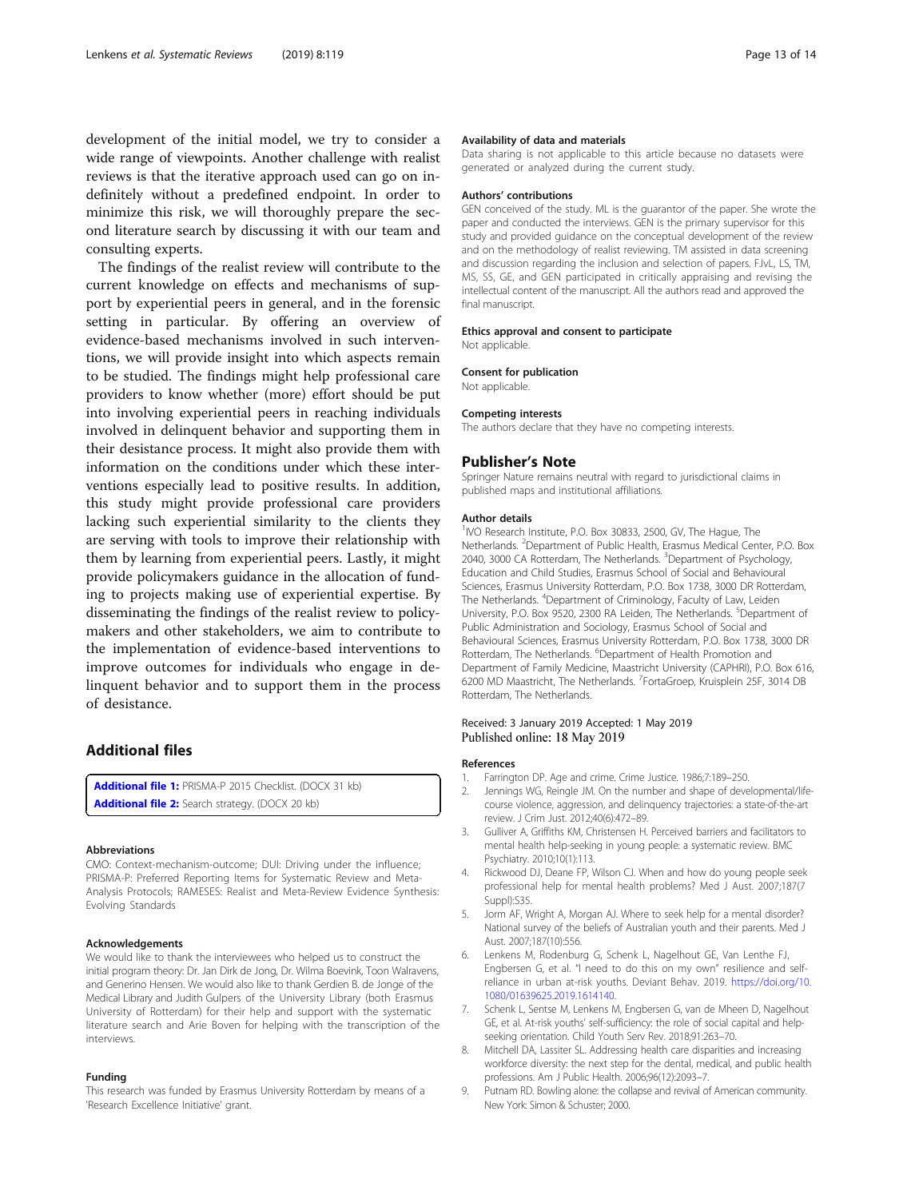development of the initial model, we try to consider a wide range of viewpoints. Another challenge with realist reviews is that the iterative approach used can go on indefinitely without a predefined endpoint. In order to minimize this risk, we will thoroughly prepare the second literature search by discussing it with our team and consulting experts.

The findings of the realist review will contribute to the current knowledge on effects and mechanisms of support by experiential peers in general, and in the forensic setting in particular. By offering an overview of evidence-based mechanisms involved in such interventions, we will provide insight into which aspects remain to be studied. The findings might help professional care providers to know whether (more) effort should be put into involving experiential peers in reaching individuals involved in delinquent behavior and supporting them in their desistance process. It might also provide them with information on the conditions under which these interventions especially lead to positive results. In addition, this study might provide professional care providers lacking such experiential similarity to the clients they are serving with tools to improve their relationship with them by learning from experiential peers. Lastly, it might provide policymakers guidance in the allocation of funding to projects making use of experiential expertise. By disseminating the findings of the realist review to policymakers and other stakeholders, we aim to contribute to the implementation of evidence-based interventions to improve outcomes for individuals who engage in delinquent behavior and to support them in the process of desistance.

## Additional files

**Additional file 1:** PRISMA-P 2015 Checklist. (DOCX 31 kb)
**Additional file 2:** Search strategy. (DOCX 20 kb)

#### Abbreviations

CMO: Context-mechanism-outcome; DUI: Driving under the influence; PRISMA-P: Preferred Reporting Items for Systematic Review and Meta-Analysis Protocols; RAMESES: Realist and Meta-Review Evidence Synthesis: Evolving Standards

#### Acknowledgements

We would like to thank the interviewees who helped us to construct the initial program theory: Dr. Jan Dirk de Jong, Dr. Wilma Boevink, Toon Walravens, and Generino Hensen. We would also like to thank Gerdien B. de Jonge of the Medical Library and Judith Gulpers of the University Library (both Erasmus University of Rotterdam) for their help and support with the systematic literature search and Arie Boven for helping with the transcription of the interviews.

#### Funding

This research was funded by Erasmus University Rotterdam by means of a 'Research Excellence Initiative' grant.

#### Availability of data and materials

Data sharing is not applicable to this article because no datasets were generated or analyzed during the current study.

#### Authors' contributions

GEN conceived of the study. ML is the guarantor of the paper. She wrote the paper and conducted the interviews. GEN is the primary supervisor for this study and provided guidance on the conceptual development of the review and on the methodology of realist reviewing. TM assisted in data screening and discussion regarding the inclusion and selection of papers. FJvL, LS, TM, MS, SS, GE, and GEN participated in critically appraising and revising the intellectual content of the manuscript. All the authors read and approved the final manuscript.

#### Ethics approval and consent to participate

Not applicable.

#### Consent for publication

Not applicable.

#### Competing interests

The authors declare that they have no competing interests.

## Publisher's Note

Springer Nature remains neutral with regard to jurisdictional claims in published maps and institutional affiliations.

#### Author details

[1]IVO Research Institute, P.O. Box 30833, 2500, GV, The Hague, The Netherlands. [2]Department of Public Health, Erasmus Medical Center, P.O. Box 2040, 3000 CA Rotterdam, The Netherlands. [3]Department of Psychology, Education and Child Studies, Erasmus School of Social and Behavioural Sciences, Erasmus University Rotterdam, P.O. Box 1738, 3000 DR Rotterdam, The Netherlands. [4]Department of Criminology, Faculty of Law, Leiden University, P.O. Box 9520, 2300 RA Leiden, The Netherlands. [5]Department of Public Administration and Sociology, Erasmus School of Social and Behavioural Sciences, Erasmus University Rotterdam, P.O. Box 1738, 3000 DR Rotterdam, The Netherlands. [6]Department of Health Promotion and Department of Family Medicine, Maastricht University (CAPHRI), P.O. Box 616, 6200 MD Maastricht, The Netherlands. [7]FortaGroep, Kruisplein 25F, 3014 DB Rotterdam, The Netherlands.

Received: 3 January 2019 Accepted: 1 May 2019
Published online: 18 May 2019

#### References

1. Farrington DP. Age and crime. Crime Justice. 1986;7:189–250.
2. Jennings WG, Reingle JM. On the number and shape of developmental/life-course violence, aggression, and delinquency trajectories: a state-of-the-art review. J Crim Just. 2012;40(6):472–89.
3. Gulliver A, Griffiths KM, Christensen H. Perceived barriers and facilitators to mental health help-seeking in young people: a systematic review. BMC Psychiatry. 2010;10(1):113.
4. Rickwood DJ, Deane FP, Wilson CJ. When and how do young people seek professional help for mental health problems? Med J Aust. 2007;187(7 Suppl):S35.
5. Jorm AF, Wright A, Morgan AJ. Where to seek help for a mental disorder? National survey of the beliefs of Australian youth and their parents. Med J Aust. 2007;187(10):556.
6. Lenkens M, Rodenburg G, Schenk L, Nagelhout GE, Van Lenthe FJ, Engbersen G, et al. "I need to do this on my own" resilience and self-reliance in urban at-risk youths. Deviant Behav. 2019. https://doi.org/10.1080/01639625.2019.1614140.
7. Schenk L, Sentse M, Lenkens M, Engbersen G, van de Mheen D, Nagelhout GE, et al. At-risk youths' self-sufficiency: the role of social capital and help-seeking orientation. Child Youth Serv Rev. 2018;91:263–70.
8. Mitchell DA, Lassiter SL. Addressing health care disparities and increasing workforce diversity: the next step for the dental, medical, and public health professions. Am J Public Health. 2006;96(12):2093–7.
9. Putnam RD. Bowling alone: the collapse and revival of American community. New York: Simon & Schuster; 2000.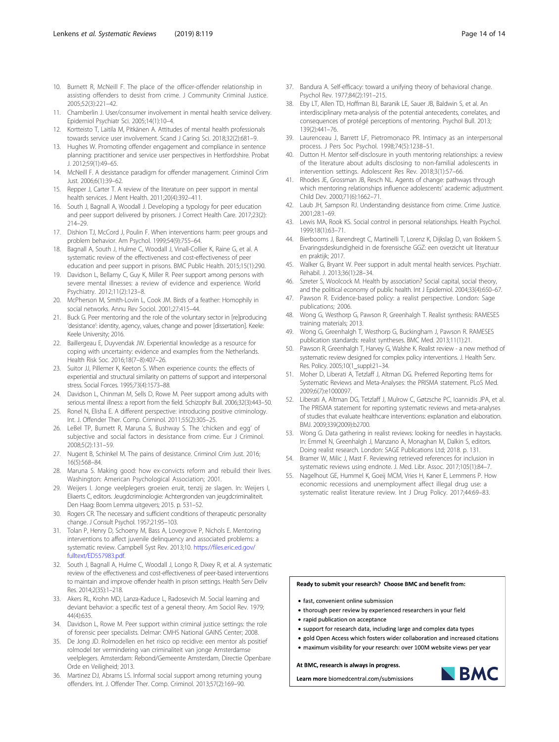10. Burnett R, McNeill F. The place of the officer-offender relationship in assisting offenders to desist from crime. J Community Criminal Justice. 2005;52(3):221–42.
11. Chamberlin J. User/consumer involvement in mental health service delivery. Epidemiol Psychiatr Sci. 2005;14(1):10–4.
12. Kortteisto T, Laitila M, Pitkänen A. Attitudes of mental health professionals towards service user involvement. Scand J Caring Sci. 2018;32(2):681–9.
13. Hughes W. Promoting offender engagement and compliance in sentence planning: practitioner and service user perspectives in Hertfordshire. Probat J. 2012;59(1):49–65.
14. McNeill F. A desistance paradigm for offender management. Criminol Crim Just. 2006;6(1):39–62.
15. Repper J, Carter T. A review of the literature on peer support in mental health services. J Ment Health. 2011;20(4):392–411.
16. South J, Bagnall A, Woodall J. Developing a typology for peer education and peer support delivered by prisoners. J Correct Health Care. 2017;23(2): 214–29.
17. Dishion TJ, McCord J, Poulin F. When interventions harm: peer groups and problem behavior. Am Psychol. 1999;54(9):755–64.
18. Bagnall A, South J, Hulme C, Woodall J, Vinall-Collier K, Raine G, et al. A systematic review of the effectiveness and cost-effectiveness of peer education and peer support in prisons. BMC Public Health. 2015;15(1):290.
19. Davidson L, Bellamy C, Guy K, Miller R. Peer support among persons with severe mental illnesses: a review of evidence and experience. World Psychiatry. 2012;11(2):123–8.
20. McPherson M, Smith-Lovin L, Cook JM. Birds of a feather: Homophily in social networks. Annu Rev Sociol. 2001;27:415–44.
21. Buck G. Peer mentoring and the role of the voluntary sector in [re]producing 'desistance': identity, agency, values, change and power [dissertation]. Keele: Keele University; 2016.
22. Baillergeau E, Duyvendak JW. Experiential knowledge as a resource for coping with uncertainty: evidence and examples from the Netherlands. Health Risk Soc. 2016;18(7–8):407–26.
23. Suitor JJ, Pillemer K, Keeton S. When experience counts: the effects of experiential and structural similarity on patterns of support and interpersonal stress. Social Forces. 1995;73(4):1573–88.
24. Davidson L, Chinman M, Sells D, Rowe M. Peer support among adults with serious mental illness: a report from the field. Schizophr Bull. 2006;32(3):443–50.
25. Ronel N, Elisha E. A different perspective: introducing positive criminology. Int. J. Offender Ther. Comp. Criminol. 2011;55(2):305–25.
26. LeBel TP, Burnett R, Maruna S, Bushway S. The 'chicken and egg' of subjective and social factors in desistance from crime. Eur J Criminol. 2008;5(2):131–59.
27. Nugent B, Schinkel M. The pains of desistance. Criminol Crim Just. 2016; 16(5):568–84.
28. Maruna S. Making good: how ex-convicts reform and rebuild their lives. Washington: American Psychological Association; 2001.
29. Weijers I. Jonge veelplegers groeien eruit, tenzij ze slagen. In: Weijers I, Eliaerts C, editors. Jeugdcriminologie: Achtergronden van jeugdcriminaliteit. Den Haag: Boom Lemma uitgevers; 2015. p. 531–52.
30. Rogers CR. The necessary and sufficient conditions of therapeutic personality change. J Consult Psychol. 1957;21:95–103.
31. Tolan P, Henry D, Schoeny M, Bass A, Lovegrove P, Nichols E. Mentoring interventions to affect juvenile delinquency and associated problems: a systematic review. Campbell Syst Rev. 2013;10. https://files.eric.ed.gov/fulltext/ED557983.pdf.
32. South J, Bagnall A, Hulme C, Woodall J, Longo R, Dixey R, et al. A systematic review of the effectiveness and cost-effectiveness of peer-based interventions to maintain and improve offender health in prison settings. Health Serv Deliv Res. 2014;2(35):1–218.
33. Akers RL, Krohn MD, Lanza-Kaduce L, Radosevich M. Social learning and deviant behavior: a specific test of a general theory. Am Sociol Rev. 1979; 44(4):635.
34. Davidson L, Rowe M. Peer support within criminal justice settings: the role of forensic peer specialists. Delmar: CMHS National GAINS Center; 2008.
35. De Jong JD. Rolmodellen en het risico op recidive: een mentor als positief rolmodel ter vermindering van criminaliteit van jonge Amsterdamse veelplegers. Amsterdam: Rebond/Gemeente Amsterdam, Directie Openbare Orde en Veiligheid; 2013.
36. Martinez DJ, Abrams LS. Informal social support among returning young offenders. Int. J. Offender Ther. Comp. Criminol. 2013;57(2):169–90.
37. Bandura A. Self-efficacy: toward a unifying theory of behavioral change. Psychol Rev. 1977;84(2):191–215.
38. Eby LT, Allen TD, Hoffman BJ, Baranik LE, Sauer JB, Baldwin S, et al. An interdisciplinary meta-analysis of the potential antecedents, correlates, and consequences of protégé perceptions of mentoring. Psychol Bull. 2013; 139(2):441–76.
39. Laurenceau J, Barrett LF, Pietromonaco PR. Intimacy as an interpersonal process. J Pers Soc Psychol. 1998;74(5):1238–51.
40. Dutton H. Mentor self-disclosure in youth mentoring relationships: a review of the literature about adults disclosing to non-familial adolescents in intervention settings. Adolescent Res Rev. 2018;3(1):57–66.
41. Rhodes JE, Grossman JB, Resch NL. Agents of change: pathways through which mentoring relationships influence adolescents' academic adjustment. Child Dev. 2000;71(6):1662–71.
42. Laub JH, Sampson RJ. Understanding desistance from crime. Crime Justice. 2001;28:1–69.
43. Lewis MA, Rook KS. Social control in personal relationships. Health Psychol. 1999;18(1):63–71.
44. Bierbooms J, Barendregt C, Martinelli T, Lorenz K, Dijkslag D, van Bokkem S. Ervaringsdeskundigheid in de forensische GGZ: een overzicht uit literatuur en praktijk; 2017.
45. Walker G, Bryant W. Peer support in adult mental health services. Psychiatr. Rehabil. J. 2013;36(1):28–34.
46. Szreter S, Woolcock M. Health by association? Social capital, social theory, and the political economy of public health. Int J Epidemiol. 2004;33(4):650–67.
47. Pawson R. Evidence-based policy: a realist perspective. London: Sage publications; 2006.
48. Wong G, Westhorp G, Pawson R, Greenhalgh T. Realist synthesis: RAMESES training materials; 2013.
49. Wong G, Greenhalgh T, Westhorp G, Buckingham J, Pawson R. RAMESES publication standards: realist syntheses. BMC Med. 2013;11(1):21.
50. Pawson R, Greenhalgh T, Harvey G, Walshe K. Realist review - a new method of systematic review designed for complex policy interventions. J. Health Serv. Res. Policy. 2005;10(1_suppl:21–34.
51. Moher D, Liberati A, Tetzlaff J, Altman DG. Preferred Reporting Items for Systematic Reviews and Meta-Analyses: the PRISMA statement. PLoS Med. 2009;6(7):e1000097.
52. Liberati A, Altman DG, Tetzlaff J, Mulrow C, Gøtzsche PC, Ioannidis JPA, et al. The PRISMA statement for reporting systematic reviews and meta-analyses of studies that evaluate healthcare interventions: explanation and elaboration. BMJ. 2009;339(2009):b2700.
53. Wong G. Data gathering in realist reviews: looking for needles in haystacks. In: Emmel N, Greenhalgh J, Manzano A, Monaghan M, Dalkin S, editors. Doing realist research. London: SAGE Publications Ltd; 2018. p. 131.
54. Bramer W, Milic J, Mast F. Reviewing retrieved references for inclusion in systematic reviews using endnote. J. Med. Libr. Assoc. 2017;105(1):84–7.
55. Nagelhout GE, Hummel K, Goeij MCM, Vries H, Kaner E, Lemmens P. How economic recessions and unemployment affect illegal drug use: a systematic realist literature review. Int J Drug Policy. 2017;44:69–83.

**Ready to submit your research? Choose BMC and benefit from:**

- fast, convenient online submission
- thorough peer review by experienced researchers in your field
- rapid publication on acceptance
- support for research data, including large and complex data types
- gold Open Access which fosters wider collaboration and increased citations
- maximum visibility for your research: over 100M website views per year

**At BMC, research is always in progress.**

**Learn more** biomedcentral.com/submissions

BMC